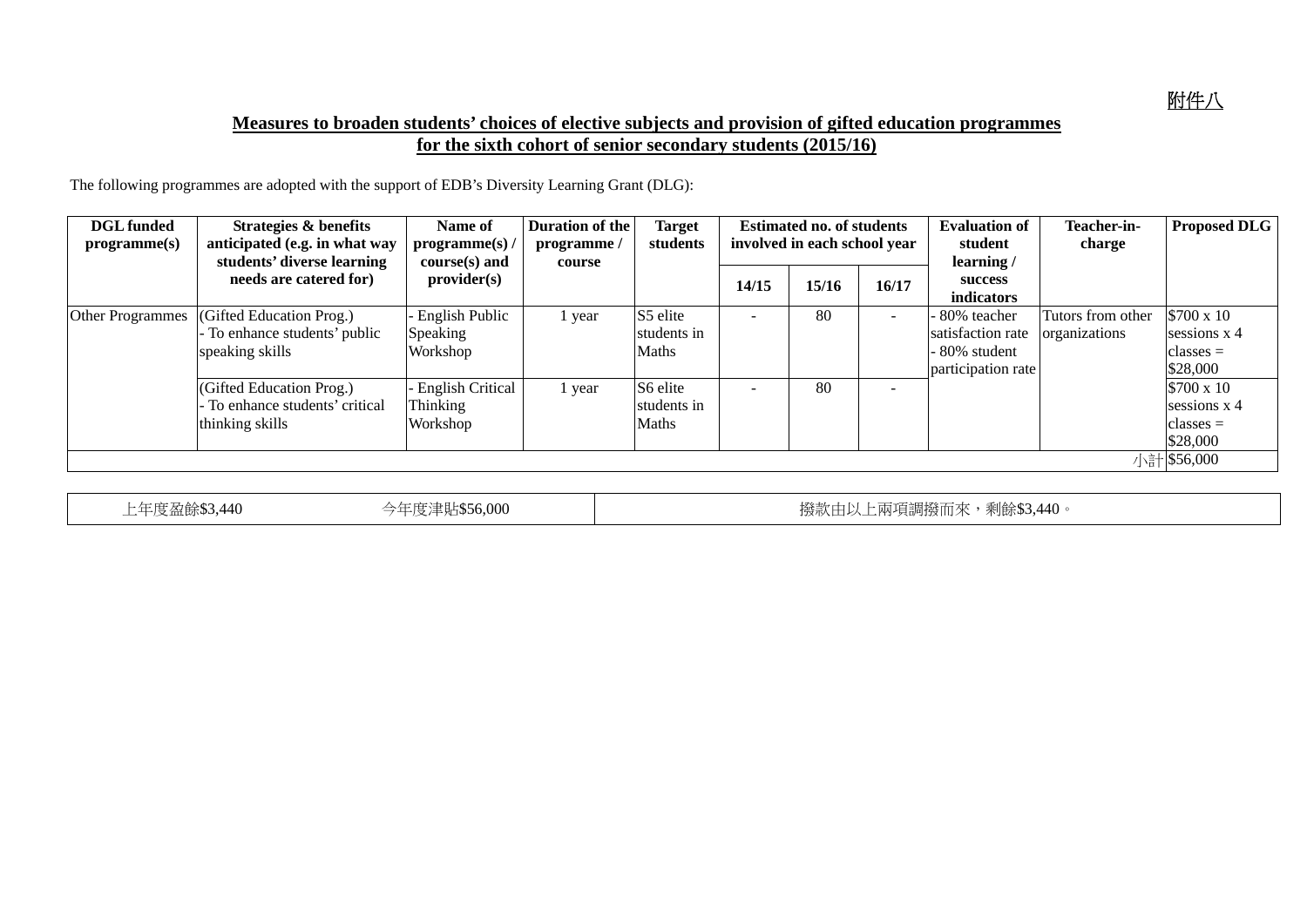附件八

**Measures to broaden students' choices of elective subjects and provision of gifted education programmes for the sixth cohort of senior secondary students (2015/16)**

The following programmes are adopted with the support of EDB's Diversity Learning Grant (DLG):

| DGL funded programme(s) | Strategies & benefits anticipated (e.g. in what way students' diverse learning needs are catered for) | Name of programme(s) / course(s) and provider(s) | Duration of the programme / course | Target students | Estimated no. of students involved in each school year | | | Evaluation of student learning / success indicators | Teacher-in-charge | Proposed DLG |
|---|---|---|---|---|---|---|---|---|---|---|
| | | | | | 14/15 | 15/16 | 16/17 | | | |
| Other Programmes | (Gifted Education Prog.) - To enhance students' public speaking skills | - English Public Speaking Workshop | 1 year | S5 elite students in Maths | - | 80 | - | - 80% teacher satisfaction rate - 80% student participation rate | Tutors from other organizations | $700 x 10 sessions x 4 classes = $28,000 |
| | (Gifted Education Prog.) - To enhance students' critical thinking skills | - English Critical Thinking Workshop | 1 year | S6 elite students in Maths | - | 80 | - | | | $700 x 10 sessions x 4 classes = $28,000 |
| | | | | | | | | | 小計 | $56,000 |

| 上年度盈餘$3,440 | 今年度津貼$56,000 | 撥款由以上兩項調撥而來，剩餘$3,440。 |
|---|---|---|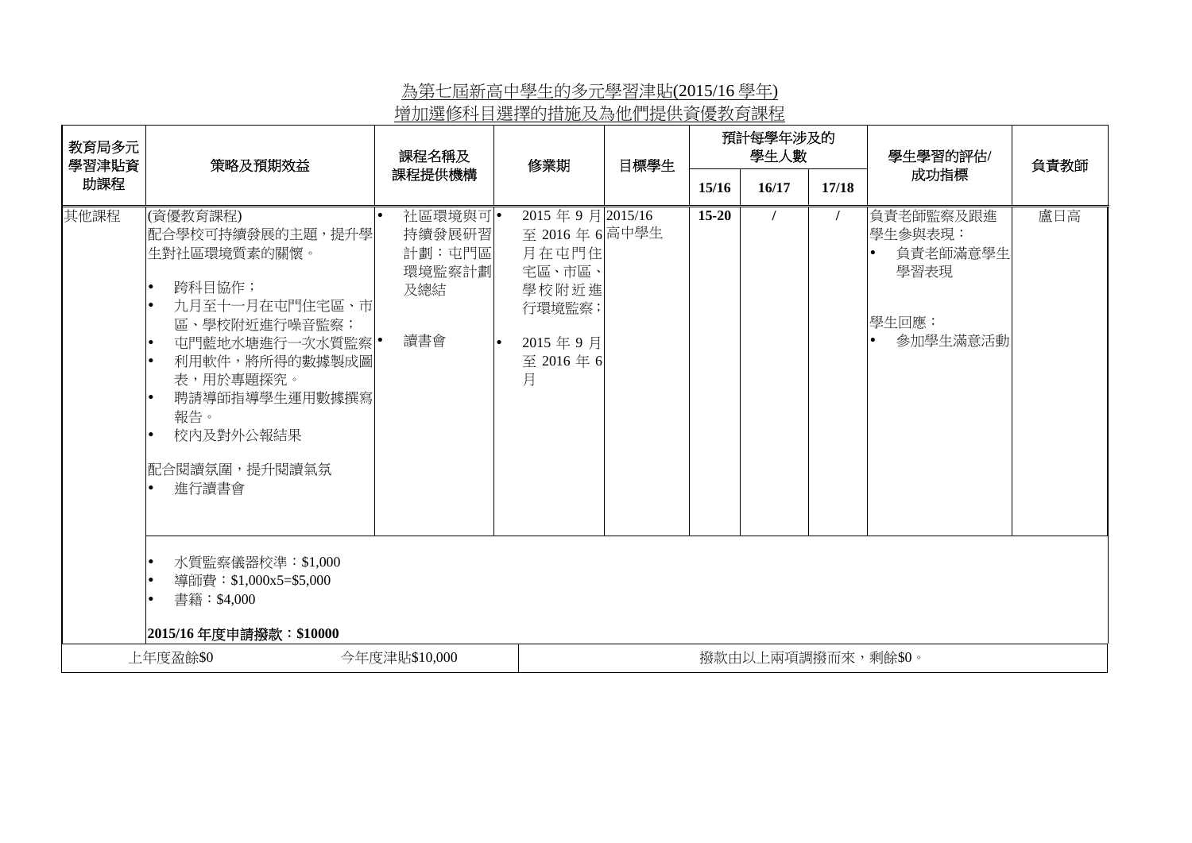為第七屆新高中學生的多元學習津貼(2015/16 學年)

增加選修科目選擇的措施及為他們提供資優教育課程

| 教育局多元學習津貼資助課程 | 策略及預期效益 | 課程名稱及課程提供機構 | 修業期 | 目標學生 | 預計每學年涉及的學生人數 | | | 學生學習的評估/成功指標 | 負責教師 |
|---|---|---|---|---|---|---|---|---|---|
| | | | | | 15/16 | 16/17 | 17/18 | | |
| 其他課程 | (資優教育課程)<br>配合學校可持續發展的主題，提升學生對社區環境質素的關懷。<br>• 跨科目協作；<br>• 九月至十一月在屯門住宅區、市區、學校附近進行噪音監察；<br>• 屯門藍地水塘進行一次水質監察<br>• 利用軟件，將所得的數據製成圖表，用於專題探究。<br>• 聘請導師指導學生運用數據撰寫報告。<br>• 校內及對外公報結果<br><br>配合閱讀氛圍，提升閱讀氣氛<br>• 進行讀書會 | • 社區環境與可持續發展研習計劃：屯門區環境監察計劃及總結<br><br>• 讀書會 | • 2015 年 9 月至 2016 年 6 月在屯門住宅區、市區、學校附近進行環境監察；<br><br>• 2015 年 9 月至 2016 年 6 月 | 2015/16 高中學生 | 15-20 | / | / | 負責老師監察及跟進學生參與表現：<br>• 負責老師滿意學生學習表現<br><br>學生回應：<br>• 參加學生滿意活動 | 盧日高 |
| | • 水質監察儀器校準：$1,000<br>• 導師費：$1,000x5=$5,000<br>• 書籍：$4,000<br><br>**2015/16 年度申請撥款：$10000** | | | | | | | | |
| 上年度盈餘$0 | 今年度津貼$10,000 | | 撥款由以上兩項調撥而來，剩餘$0。 | | | | | | |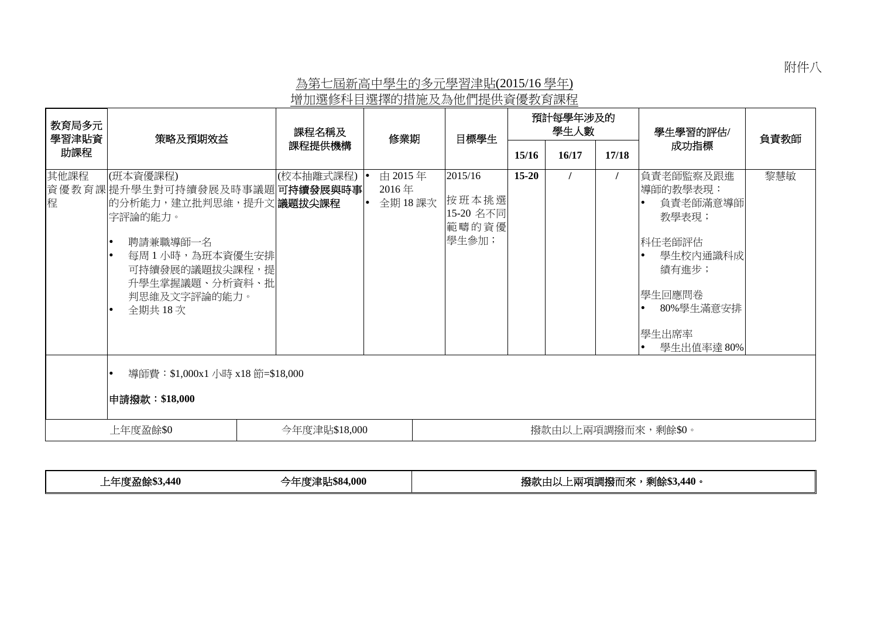附件八

# 為第七屆新高中學生的多元學習津貼(2015/16 學年)
# 增加選修科目選擇的措施及為他們提供資優教育課程

| 教育局多元學習津貼資助課程 | 策略及預期效益 | 課程名稱及課程提供機構 | 修業期 | 目標學生 | 預計每學年涉及的學生人數 | | | 學生學習的評估/成功指標 | 負責教師 |
|---|---|---|---|---|---|---|---|---|---|
| | | | | | 15/16 | 16/17 | 17/18 | | |
| 其他課程<br>資優教育課程 | (班本資優課程)<br>提升學生對可持續發展及時事議題的分析能力，建立批判思維，提升文字評論的能力。<br><br>• 聘請兼職導師一名<br>• 每周 1 小時，為班本資優生安排可持續發展的議題拔尖課程，提升學生掌握議題、分析資料、批判思維及文字評論的能力。<br>• 全期共 18 次 | (校本抽離式課程)<br>**可持續發展與時事議題拔尖課程** | • 由 2015 年 2016 年<br>• 全期 18 課次 | 2015/16<br><br>按班本挑選 15-20 名不同範疇的資優學生參加； | 15-20 | / | / | 負責老師監察及跟進導師的教學表現：<br>• 負責老師滿意導師教學表現；<br><br>科任老師評估<br>• 學生校內通識科成績有進步；<br><br>學生回應問卷<br>• 80%學生滿意安排<br><br>學生出席率<br>• 學生出值率達 80% | 黎慧敏 |
| | • 導師費：$1,000x1 小時 x18 節=$18,000<br><br>**申請撥款：$18,000** | | | | | | | | |
| 上年度盈餘$0 | | 今年度津貼$18,000 | | 撥款由以上兩項調撥而來，剩餘$0。 | | | | | |

| | | |
|---|---|---|
| **上年度盈餘$3,440** | **今年度津貼$84,000** | **撥款由以上兩項調撥而來，剩餘$3,440。** |